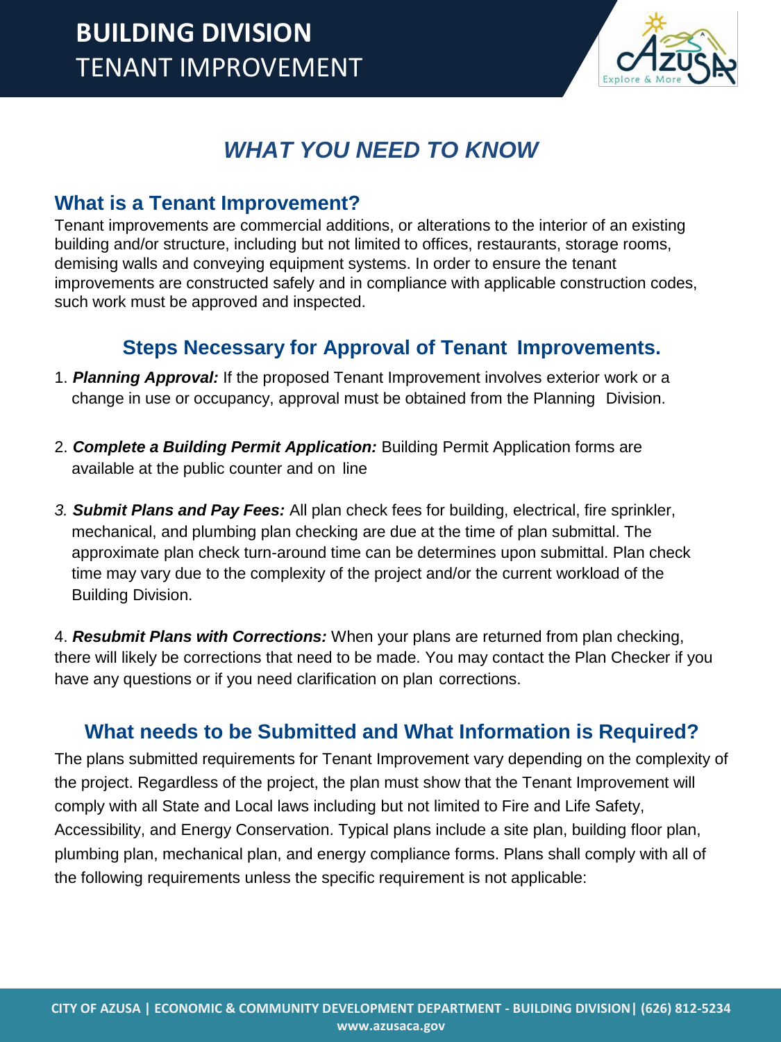# BUILDING DIVISION
TENANT IMPROVEMENT

## *WHAT YOU NEED TO KNOW*

### What is a Tenant Improvement?

Tenant improvements are commercial additions, or alterations to the interior of an existing building and/or structure, including but not limited to offices, restaurants, storage rooms, demising walls and conveying equipment systems. In order to ensure the tenant improvements are constructed safely and in compliance with applicable construction codes, such work must be approved and inspected.

### Steps Necessary for Approval of Tenant Improvements.

1. ***Planning Approval:*** If the proposed Tenant Improvement involves exterior work or a change in use or occupancy, approval must be obtained from the Planning Division.

2. ***Complete a Building Permit Application:*** Building Permit Application forms are available at the public counter and on line

3. ***Submit Plans and Pay Fees:*** All plan check fees for building, electrical, fire sprinkler, mechanical, and plumbing plan checking are due at the time of plan submittal. The approximate plan check turn-around time can be determines upon submittal. Plan check time may vary due to the complexity of the project and/or the current workload of the Building Division.

4. ***Resubmit Plans with Corrections:*** When your plans are returned from plan checking, there will likely be corrections that need to be made. You may contact the Plan Checker if you have any questions or if you need clarification on plan corrections.

### What needs to be Submitted and What Information is Required?

The plans submitted requirements for Tenant Improvement vary depending on the complexity of the project. Regardless of the project, the plan must show that the Tenant Improvement will comply with all State and Local laws including but not limited to Fire and Life Safety, Accessibility, and Energy Conservation. Typical plans include a site plan, building floor plan, plumbing plan, mechanical plan, and energy compliance forms. Plans shall comply with all of the following requirements unless the specific requirement is not applicable: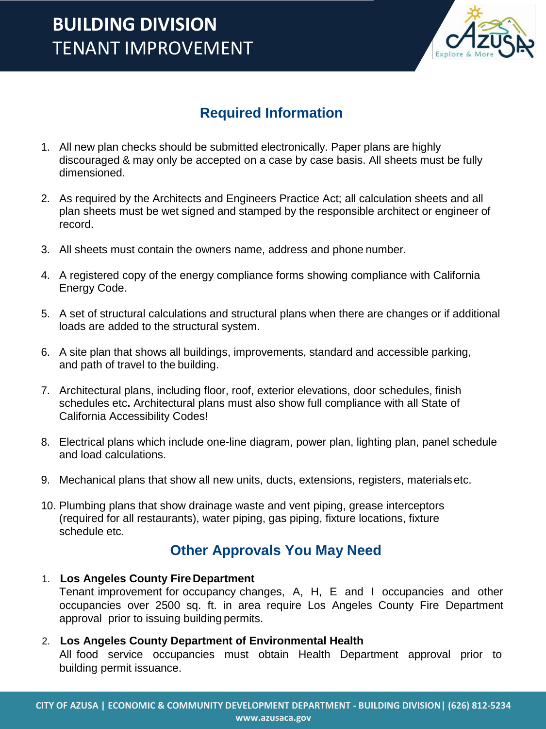# BUILDING DIVISION
TENANT IMPROVEMENT

## Required Information

1. All new plan checks should be submitted electronically. Paper plans are highly discouraged & may only be accepted on a case by case basis. All sheets must be fully dimensioned.

2. As required by the Architects and Engineers Practice Act; all calculation sheets and all plan sheets must be wet signed and stamped by the responsible architect or engineer of record.

3. All sheets must contain the owners name, address and phone number.

4. A registered copy of the energy compliance forms showing compliance with California Energy Code.

5. A set of structural calculations and structural plans when there are changes or if additional loads are added to the structural system.

6. A site plan that shows all buildings, improvements, standard and accessible parking, and path of travel to the building.

7. Architectural plans, including floor, roof, exterior elevations, door schedules, finish schedules etc**.** Architectural plans must also show full compliance with all State of California Accessibility Codes!

8. Electrical plans which include one-line diagram, power plan, lighting plan, panel schedule and load calculations.

9. Mechanical plans that show all new units, ducts, extensions, registers, materials etc.

10. Plumbing plans that show drainage waste and vent piping, grease interceptors (required for all restaurants), water piping, gas piping, fixture locations, fixture schedule etc.

## Other Approvals You May Need

1. **Los Angeles County Fire Department**
   Tenant improvement for occupancy changes, A, H, E and I occupancies and other occupancies over 2500 sq. ft. in area require Los Angeles County Fire Department approval prior to issuing building permits.

2. **Los Angeles County Department of Environmental Health**
   All food service occupancies must obtain Health Department approval prior to building permit issuance.

CITY OF AZUSA | ECONOMIC & COMMUNITY DEVELOPMENT DEPARTMENT - BUILDING DIVISION| (626) 812-5234
www.azusaca.gov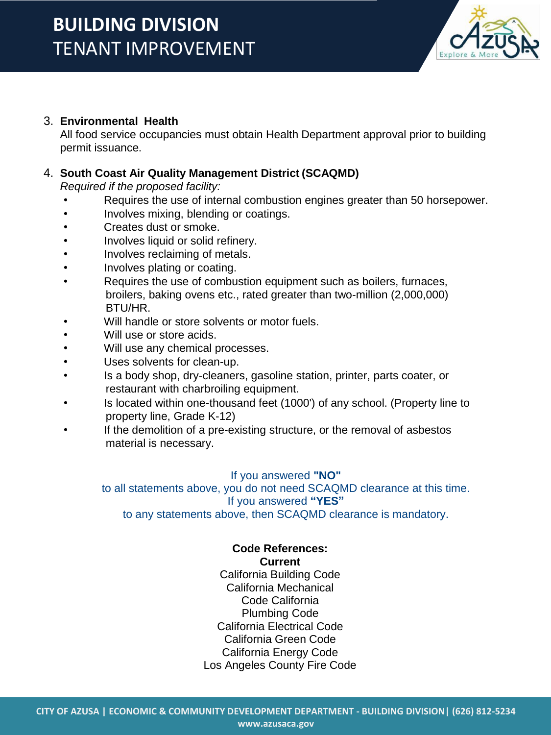3. **Environmental Health**
   All food service occupancies must obtain Health Department approval prior to building permit issuance.

4. **South Coast Air Quality Management District (SCAQMD)**
   *Required if the proposed facility:*
   - Requires the use of internal combustion engines greater than 50 horsepower.
   - Involves mixing, blending or coatings.
   - Creates dust or smoke.
   - Involves liquid or solid refinery.
   - Involves reclaiming of metals.
   - Involves plating or coating.
   - Requires the use of combustion equipment such as boilers, furnaces, broilers, baking ovens etc., rated greater than two-million (2,000,000) BTU/HR.
   - Will handle or store solvents or motor fuels.
   - Will use or store acids.
   - Will use any chemical processes.
   - Uses solvents for clean-up.
   - Is a body shop, dry-cleaners, gasoline station, printer, parts coater, or restaurant with charbroiling equipment.
   - Is located within one-thousand feet (1000') of any school. (Property line to property line, Grade K-12)
   - If the demolition of a pre-existing structure, or the removal of asbestos material is necessary.

If you answered **"NO"** to all statements above, you do not need SCAQMD clearance at this time.
If you answered **"YES"** to any statements above, then SCAQMD clearance is mandatory.

**Code References:**
**Current**
California Building Code
California Mechanical Code
California Plumbing Code
California Electrical Code
California Green Code
California Energy Code
Los Angeles County Fire Code